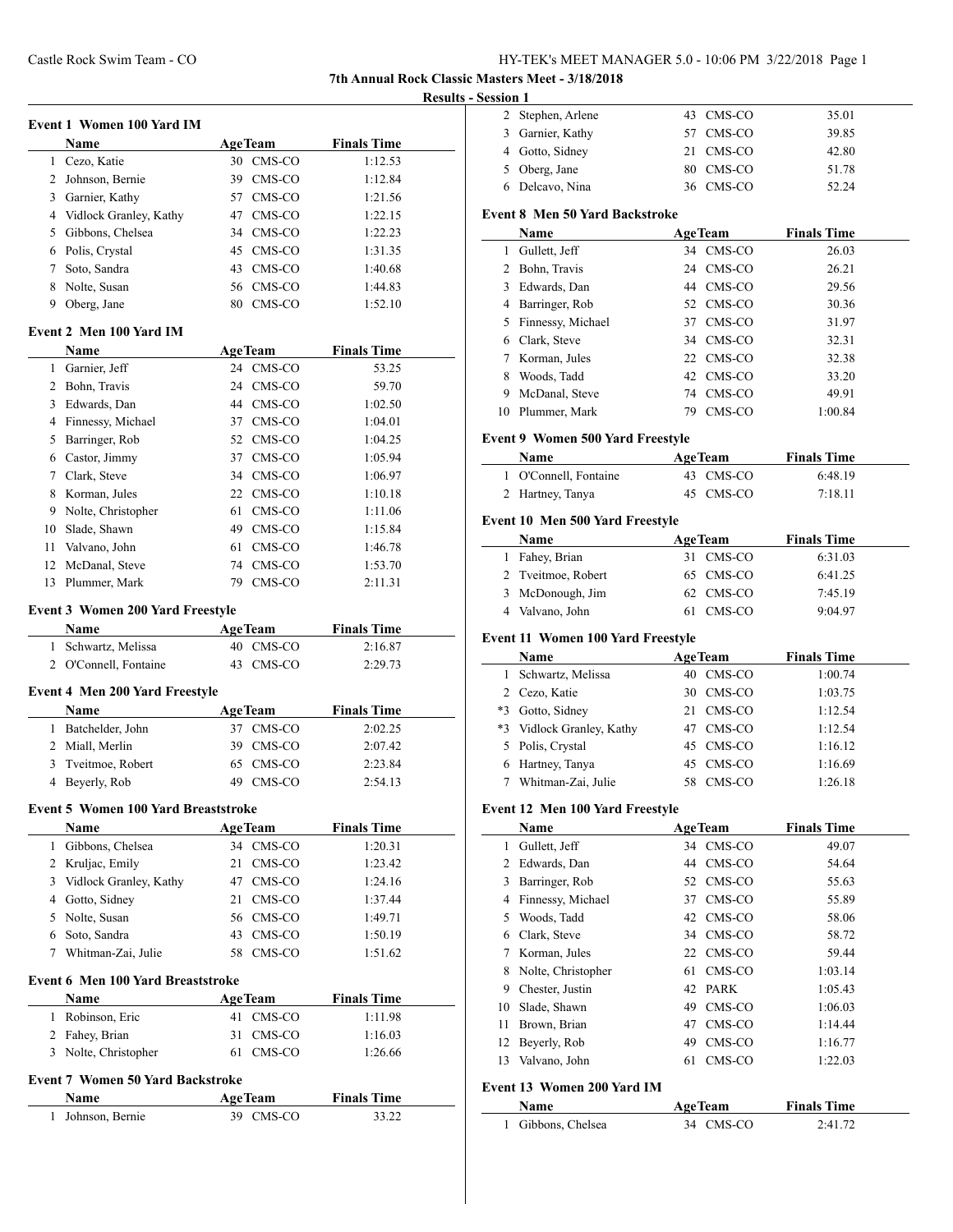**7th Annual Rock Classic Masters Meet - 3/18/2018**

**Results - Session 1**

### Event 1 Women 100 Yard IM

| | Name | Age | Team | Finals Time |
|---|---|---|---|---|
| 1 | Cezo, Katie | 30 | CMS-CO | 1:12.53 |
| 2 | Johnson, Bernie | 39 | CMS-CO | 1:12.84 |
| 3 | Garnier, Kathy | 57 | CMS-CO | 1:21.56 |
| 4 | Vidlock Granley, Kathy | 47 | CMS-CO | 1:22.15 |
| 5 | Gibbons, Chelsea | 34 | CMS-CO | 1:22.23 |
| 6 | Polis, Crystal | 45 | CMS-CO | 1:31.35 |
| 7 | Soto, Sandra | 43 | CMS-CO | 1:40.68 |
| 8 | Nolte, Susan | 56 | CMS-CO | 1:44.83 |
| 9 | Oberg, Jane | 80 | CMS-CO | 1:52.10 |

### Event 2 Men 100 Yard IM

| | Name | Age | Team | Finals Time |
|---|---|---|---|---|
| 1 | Garnier, Jeff | 24 | CMS-CO | 53.25 |
| 2 | Bohn, Travis | 24 | CMS-CO | 59.70 |
| 3 | Edwards, Dan | 44 | CMS-CO | 1:02.50 |
| 4 | Finnessy, Michael | 37 | CMS-CO | 1:04.01 |
| 5 | Barringer, Rob | 52 | CMS-CO | 1:04.25 |
| 6 | Castor, Jimmy | 37 | CMS-CO | 1:05.94 |
| 7 | Clark, Steve | 34 | CMS-CO | 1:06.97 |
| 8 | Korman, Jules | 22 | CMS-CO | 1:10.18 |
| 9 | Nolte, Christopher | 61 | CMS-CO | 1:11.06 |
| 10 | Slade, Shawn | 49 | CMS-CO | 1:15.84 |
| 11 | Valvano, John | 61 | CMS-CO | 1:46.78 |
| 12 | McDanal, Steve | 74 | CMS-CO | 1:53.70 |
| 13 | Plummer, Mark | 79 | CMS-CO | 2:11.31 |

### Event 3 Women 200 Yard Freestyle

| | Name | Age | Team | Finals Time |
|---|---|---|---|---|
| 1 | Schwartz, Melissa | 40 | CMS-CO | 2:16.87 |
| 2 | O'Connell, Fontaine | 43 | CMS-CO | 2:29.73 |

### Event 4 Men 200 Yard Freestyle

| | Name | Age | Team | Finals Time |
|---|---|---|---|---|
| 1 | Batchelder, John | 37 | CMS-CO | 2:02.25 |
| 2 | Miall, Merlin | 39 | CMS-CO | 2:07.42 |
| 3 | Tveitmoe, Robert | 65 | CMS-CO | 2:23.84 |
| 4 | Beyerly, Rob | 49 | CMS-CO | 2:54.13 |

### Event 5 Women 100 Yard Breaststroke

| | Name | Age | Team | Finals Time |
|---|---|---|---|---|
| 1 | Gibbons, Chelsea | 34 | CMS-CO | 1:20.31 |
| 2 | Kruljac, Emily | 21 | CMS-CO | 1:23.42 |
| 3 | Vidlock Granley, Kathy | 47 | CMS-CO | 1:24.16 |
| 4 | Gotto, Sidney | 21 | CMS-CO | 1:37.44 |
| 5 | Nolte, Susan | 56 | CMS-CO | 1:49.71 |
| 6 | Soto, Sandra | 43 | CMS-CO | 1:50.19 |
| 7 | Whitman-Zai, Julie | 58 | CMS-CO | 1:51.62 |

### Event 6 Men 100 Yard Breaststroke

| | Name | Age | Team | Finals Time |
|---|---|---|---|---|
| 1 | Robinson, Eric | 41 | CMS-CO | 1:11.98 |
| 2 | Fahey, Brian | 31 | CMS-CO | 1:16.03 |
| 3 | Nolte, Christopher | 61 | CMS-CO | 1:26.66 |

### Event 7 Women 50 Yard Backstroke

| | Name | Age | Team | Finals Time |
|---|---|---|---|---|
| 1 | Johnson, Bernie | 39 | CMS-CO | 33.22 |
| 2 | Stephen, Arlene | 43 | CMS-CO | 35.01 |
| 3 | Garnier, Kathy | 57 | CMS-CO | 39.85 |
| 4 | Gotto, Sidney | 21 | CMS-CO | 42.80 |
| 5 | Oberg, Jane | 80 | CMS-CO | 51.78 |
| 6 | Delcavo, Nina | 36 | CMS-CO | 52.24 |

### Event 8 Men 50 Yard Backstroke

| | Name | Age | Team | Finals Time |
|---|---|---|---|---|
| 1 | Gullett, Jeff | 34 | CMS-CO | 26.03 |
| 2 | Bohn, Travis | 24 | CMS-CO | 26.21 |
| 3 | Edwards, Dan | 44 | CMS-CO | 29.56 |
| 4 | Barringer, Rob | 52 | CMS-CO | 30.36 |
| 5 | Finnessy, Michael | 37 | CMS-CO | 31.97 |
| 6 | Clark, Steve | 34 | CMS-CO | 32.31 |
| 7 | Korman, Jules | 22 | CMS-CO | 32.38 |
| 8 | Woods, Tadd | 42 | CMS-CO | 33.20 |
| 9 | McDanal, Steve | 74 | CMS-CO | 49.91 |
| 10 | Plummer, Mark | 79 | CMS-CO | 1:00.84 |

### Event 9 Women 500 Yard Freestyle

| | Name | Age | Team | Finals Time |
|---|---|---|---|---|
| 1 | O'Connell, Fontaine | 43 | CMS-CO | 6:48.19 |
| 2 | Hartney, Tanya | 45 | CMS-CO | 7:18.11 |

### Event 10 Men 500 Yard Freestyle

| | Name | Age | Team | Finals Time |
|---|---|---|---|---|
| 1 | Fahey, Brian | 31 | CMS-CO | 6:31.03 |
| 2 | Tveitmoe, Robert | 65 | CMS-CO | 6:41.25 |
| 3 | McDonough, Jim | 62 | CMS-CO | 7:45.19 |
| 4 | Valvano, John | 61 | CMS-CO | 9:04.97 |

### Event 11 Women 100 Yard Freestyle

| | Name | Age | Team | Finals Time |
|---|---|---|---|---|
| 1 | Schwartz, Melissa | 40 | CMS-CO | 1:00.74 |
| 2 | Cezo, Katie | 30 | CMS-CO | 1:03.75 |
| *3 | Gotto, Sidney | 21 | CMS-CO | 1:12.54 |
| *3 | Vidlock Granley, Kathy | 47 | CMS-CO | 1:12.54 |
| 5 | Polis, Crystal | 45 | CMS-CO | 1:16.12 |
| 6 | Hartney, Tanya | 45 | CMS-CO | 1:16.69 |
| 7 | Whitman-Zai, Julie | 58 | CMS-CO | 1:26.18 |

### Event 12 Men 100 Yard Freestyle

| | Name | Age | Team | Finals Time |
|---|---|---|---|---|
| 1 | Gullett, Jeff | 34 | CMS-CO | 49.07 |
| 2 | Edwards, Dan | 44 | CMS-CO | 54.64 |
| 3 | Barringer, Rob | 52 | CMS-CO | 55.63 |
| 4 | Finnessy, Michael | 37 | CMS-CO | 55.89 |
| 5 | Woods, Tadd | 42 | CMS-CO | 58.06 |
| 6 | Clark, Steve | 34 | CMS-CO | 58.72 |
| 7 | Korman, Jules | 22 | CMS-CO | 59.44 |
| 8 | Nolte, Christopher | 61 | CMS-CO | 1:03.14 |
| 9 | Chester, Justin | 42 | PARK | 1:05.43 |
| 10 | Slade, Shawn | 49 | CMS-CO | 1:06.03 |
| 11 | Brown, Brian | 47 | CMS-CO | 1:14.44 |
| 12 | Beyerly, Rob | 49 | CMS-CO | 1:16.77 |
| 13 | Valvano, John | 61 | CMS-CO | 1:22.03 |

### Event 13 Women 200 Yard IM

| | Name | Age | Team | Finals Time |
|---|---|---|---|---|
| 1 | Gibbons, Chelsea | 34 | CMS-CO | 2:41.72 |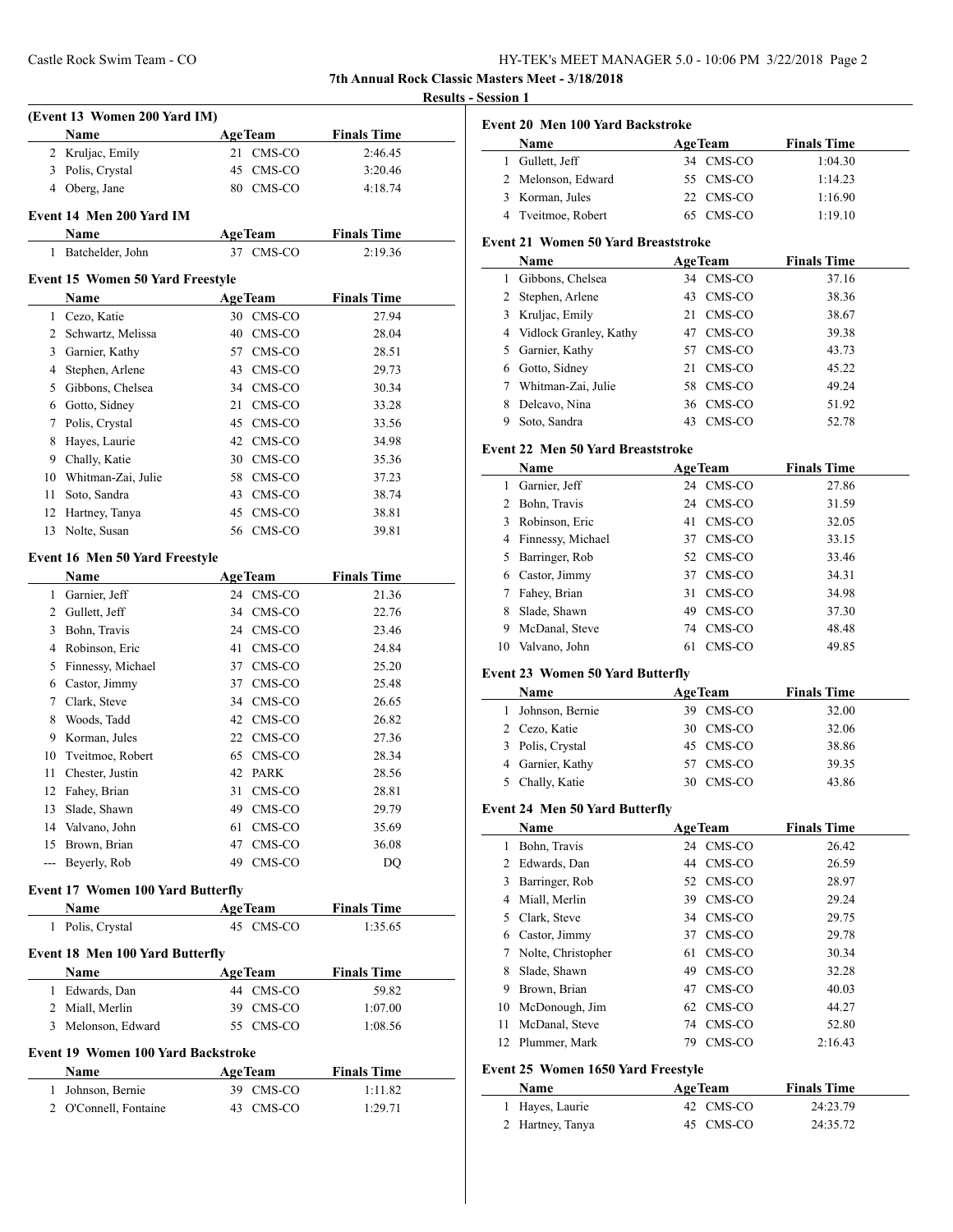# 7th Annual Rock Classic Masters Meet - 3/18/2018

## Results - Session 1

### (Event 13 Women 200 Yard IM)

| | Name | Age | Team | Finals Time |
|---|---|---|---|---|
| 2 | Kruljac, Emily | 21 | CMS-CO | 2:46.45 |
| 3 | Polis, Crystal | 45 | CMS-CO | 3:20.46 |
| 4 | Oberg, Jane | 80 | CMS-CO | 4:18.74 |

### Event 14 Men 200 Yard IM

| | Name | Age | Team | Finals Time |
|---|---|---|---|---|
| 1 | Batchelder, John | 37 | CMS-CO | 2:19.36 |

### Event 15 Women 50 Yard Freestyle

| | Name | Age | Team | Finals Time |
|---|---|---|---|---|
| 1 | Cezo, Katie | 30 | CMS-CO | 27.94 |
| 2 | Schwartz, Melissa | 40 | CMS-CO | 28.04 |
| 3 | Garnier, Kathy | 57 | CMS-CO | 28.51 |
| 4 | Stephen, Arlene | 43 | CMS-CO | 29.73 |
| 5 | Gibbons, Chelsea | 34 | CMS-CO | 30.34 |
| 6 | Gotto, Sidney | 21 | CMS-CO | 33.28 |
| 7 | Polis, Crystal | 45 | CMS-CO | 33.56 |
| 8 | Hayes, Laurie | 42 | CMS-CO | 34.98 |
| 9 | Chally, Katie | 30 | CMS-CO | 35.36 |
| 10 | Whitman-Zai, Julie | 58 | CMS-CO | 37.23 |
| 11 | Soto, Sandra | 43 | CMS-CO | 38.74 |
| 12 | Hartney, Tanya | 45 | CMS-CO | 38.81 |
| 13 | Nolte, Susan | 56 | CMS-CO | 39.81 |

### Event 16 Men 50 Yard Freestyle

| | Name | Age | Team | Finals Time |
|---|---|---|---|---|
| 1 | Garnier, Jeff | 24 | CMS-CO | 21.36 |
| 2 | Gullett, Jeff | 34 | CMS-CO | 22.76 |
| 3 | Bohn, Travis | 24 | CMS-CO | 23.46 |
| 4 | Robinson, Eric | 41 | CMS-CO | 24.84 |
| 5 | Finnessy, Michael | 37 | CMS-CO | 25.20 |
| 6 | Castor, Jimmy | 37 | CMS-CO | 25.48 |
| 7 | Clark, Steve | 34 | CMS-CO | 26.65 |
| 8 | Woods, Tadd | 42 | CMS-CO | 26.82 |
| 9 | Korman, Jules | 22 | CMS-CO | 27.36 |
| 10 | Tveitmoe, Robert | 65 | CMS-CO | 28.34 |
| 11 | Chester, Justin | 42 | PARK | 28.56 |
| 12 | Fahey, Brian | 31 | CMS-CO | 28.81 |
| 13 | Slade, Shawn | 49 | CMS-CO | 29.79 |
| 14 | Valvano, John | 61 | CMS-CO | 35.69 |
| 15 | Brown, Brian | 47 | CMS-CO | 36.08 |
| --- | Beyerly, Rob | 49 | CMS-CO | DQ |

### Event 17 Women 100 Yard Butterfly

| | Name | Age | Team | Finals Time |
|---|---|---|---|---|
| 1 | Polis, Crystal | 45 | CMS-CO | 1:35.65 |

### Event 18 Men 100 Yard Butterfly

| | Name | Age | Team | Finals Time |
|---|---|---|---|---|
| 1 | Edwards, Dan | 44 | CMS-CO | 59.82 |
| 2 | Miall, Merlin | 39 | CMS-CO | 1:07.00 |
| 3 | Melonson, Edward | 55 | CMS-CO | 1:08.56 |

### Event 19 Women 100 Yard Backstroke

| | Name | Age | Team | Finals Time |
|---|---|---|---|---|
| 1 | Johnson, Bernie | 39 | CMS-CO | 1:11.82 |
| 2 | O'Connell, Fontaine | 43 | CMS-CO | 1:29.71 |

### Event 20 Men 100 Yard Backstroke

| | Name | Age | Team | Finals Time |
|---|---|---|---|---|
| 1 | Gullett, Jeff | 34 | CMS-CO | 1:04.30 |
| 2 | Melonson, Edward | 55 | CMS-CO | 1:14.23 |
| 3 | Korman, Jules | 22 | CMS-CO | 1:16.90 |
| 4 | Tveitmoe, Robert | 65 | CMS-CO | 1:19.10 |

### Event 21 Women 50 Yard Breaststroke

| | Name | Age | Team | Finals Time |
|---|---|---|---|---|
| 1 | Gibbons, Chelsea | 34 | CMS-CO | 37.16 |
| 2 | Stephen, Arlene | 43 | CMS-CO | 38.36 |
| 3 | Kruljac, Emily | 21 | CMS-CO | 38.67 |
| 4 | Vidlock Granley, Kathy | 47 | CMS-CO | 39.38 |
| 5 | Garnier, Kathy | 57 | CMS-CO | 43.73 |
| 6 | Gotto, Sidney | 21 | CMS-CO | 45.22 |
| 7 | Whitman-Zai, Julie | 58 | CMS-CO | 49.24 |
| 8 | Delcavo, Nina | 36 | CMS-CO | 51.92 |
| 9 | Soto, Sandra | 43 | CMS-CO | 52.78 |

### Event 22 Men 50 Yard Breaststroke

| | Name | Age | Team | Finals Time |
|---|---|---|---|---|
| 1 | Garnier, Jeff | 24 | CMS-CO | 27.86 |
| 2 | Bohn, Travis | 24 | CMS-CO | 31.59 |
| 3 | Robinson, Eric | 41 | CMS-CO | 32.05 |
| 4 | Finnessy, Michael | 37 | CMS-CO | 33.15 |
| 5 | Barringer, Rob | 52 | CMS-CO | 33.46 |
| 6 | Castor, Jimmy | 37 | CMS-CO | 34.31 |
| 7 | Fahey, Brian | 31 | CMS-CO | 34.98 |
| 8 | Slade, Shawn | 49 | CMS-CO | 37.30 |
| 9 | McDanal, Steve | 74 | CMS-CO | 48.48 |
| 10 | Valvano, John | 61 | CMS-CO | 49.85 |

### Event 23 Women 50 Yard Butterfly

| | Name | Age | Team | Finals Time |
|---|---|---|---|---|
| 1 | Johnson, Bernie | 39 | CMS-CO | 32.00 |
| 2 | Cezo, Katie | 30 | CMS-CO | 32.06 |
| 3 | Polis, Crystal | 45 | CMS-CO | 38.86 |
| 4 | Garnier, Kathy | 57 | CMS-CO | 39.35 |
| 5 | Chally, Katie | 30 | CMS-CO | 43.86 |

### Event 24 Men 50 Yard Butterfly

| | Name | Age | Team | Finals Time |
|---|---|---|---|---|
| 1 | Bohn, Travis | 24 | CMS-CO | 26.42 |
| 2 | Edwards, Dan | 44 | CMS-CO | 26.59 |
| 3 | Barringer, Rob | 52 | CMS-CO | 28.97 |
| 4 | Miall, Merlin | 39 | CMS-CO | 29.24 |
| 5 | Clark, Steve | 34 | CMS-CO | 29.75 |
| 6 | Castor, Jimmy | 37 | CMS-CO | 29.78 |
| 7 | Nolte, Christopher | 61 | CMS-CO | 30.34 |
| 8 | Slade, Shawn | 49 | CMS-CO | 32.28 |
| 9 | Brown, Brian | 47 | CMS-CO | 40.03 |
| 10 | McDonough, Jim | 62 | CMS-CO | 44.27 |
| 11 | McDanal, Steve | 74 | CMS-CO | 52.80 |
| 12 | Plummer, Mark | 79 | CMS-CO | 2:16.43 |

### Event 25 Women 1650 Yard Freestyle

| | Name | Age | Team | Finals Time |
|---|---|---|---|---|
| 1 | Hayes, Laurie | 42 | CMS-CO | 24:23.79 |
| 2 | Hartney, Tanya | 45 | CMS-CO | 24:35.72 |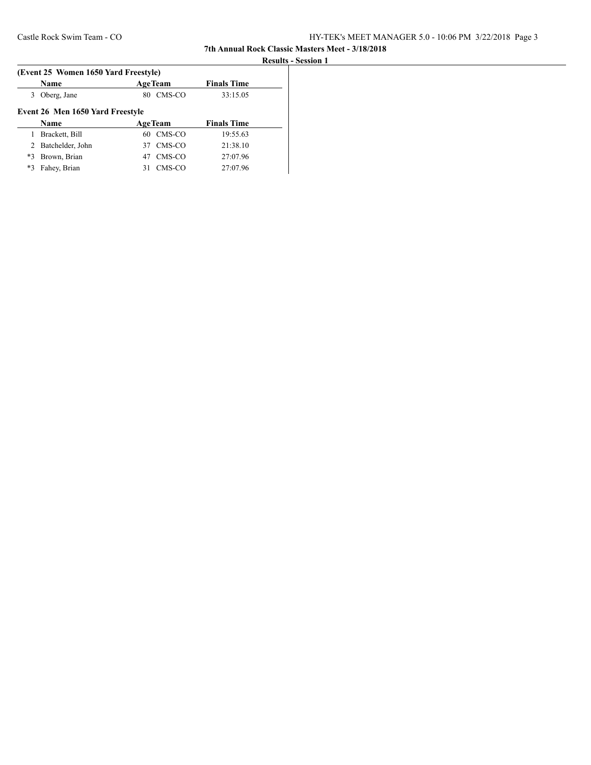## (Event 25 Women 1650 Yard Freestyle)

| | Name | Age | Team | Finals Time |
|---|---|---|---|---|
| 3 | Oberg, Jane | 80 | CMS-CO | 33:15.05 |

## Event 26 Men 1650 Yard Freestyle

| | Name | Age | Team | Finals Time |
|---|---|---|---|---|
| 1 | Brackett, Bill | 60 | CMS-CO | 19:55.63 |
| 2 | Batchelder, John | 37 | CMS-CO | 21:38.10 |
| *3 | Brown, Brian | 47 | CMS-CO | 27:07.96 |
| *3 | Fahey, Brian | 31 | CMS-CO | 27:07.96 |